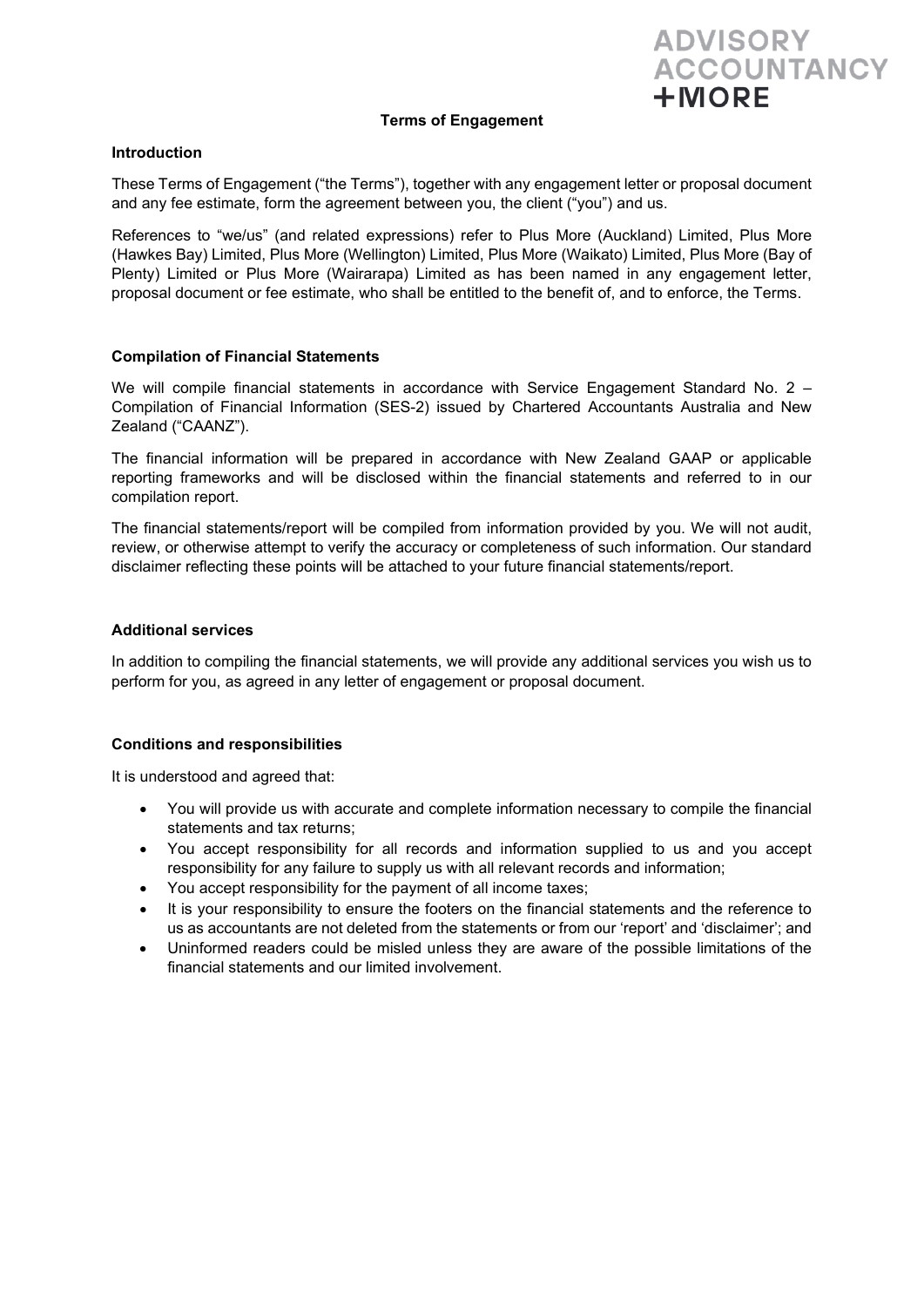ADVISORY ACCOUNTANCY +MORE

# Terms of Engagement

## Introduction

These Terms of Engagement ("the Terms"), together with any engagement letter or proposal document and any fee estimate, form the agreement between you, the client ("you") and us.

References to "we/us" (and related expressions) refer to Plus More (Auckland) Limited, Plus More (Hawkes Bay) Limited, Plus More (Wellington) Limited, Plus More (Waikato) Limited, Plus More (Bay of Plenty) Limited or Plus More (Wairarapa) Limited as has been named in any engagement letter, proposal document or fee estimate, who shall be entitled to the benefit of, and to enforce, the Terms.

## Compilation of Financial Statements

We will compile financial statements in accordance with Service Engagement Standard No. 2 – Compilation of Financial Information (SES-2) issued by Chartered Accountants Australia and New Zealand ("CAANZ").

The financial information will be prepared in accordance with New Zealand GAAP or applicable reporting frameworks and will be disclosed within the financial statements and referred to in our compilation report.

The financial statements/report will be compiled from information provided by you. We will not audit, review, or otherwise attempt to verify the accuracy or completeness of such information. Our standard disclaimer reflecting these points will be attached to your future financial statements/report.

## Additional services

In addition to compiling the financial statements, we will provide any additional services you wish us to perform for you, as agreed in any letter of engagement or proposal document.

## Conditions and responsibilities

It is understood and agreed that:

- You will provide us with accurate and complete information necessary to compile the financial statements and tax returns;
- You accept responsibility for all records and information supplied to us and you accept responsibility for any failure to supply us with all relevant records and information;
- You accept responsibility for the payment of all income taxes;
- It is your responsibility to ensure the footers on the financial statements and the reference to us as accountants are not deleted from the statements or from our 'report' and 'disclaimer'; and
- Uninformed readers could be misled unless they are aware of the possible limitations of the financial statements and our limited involvement.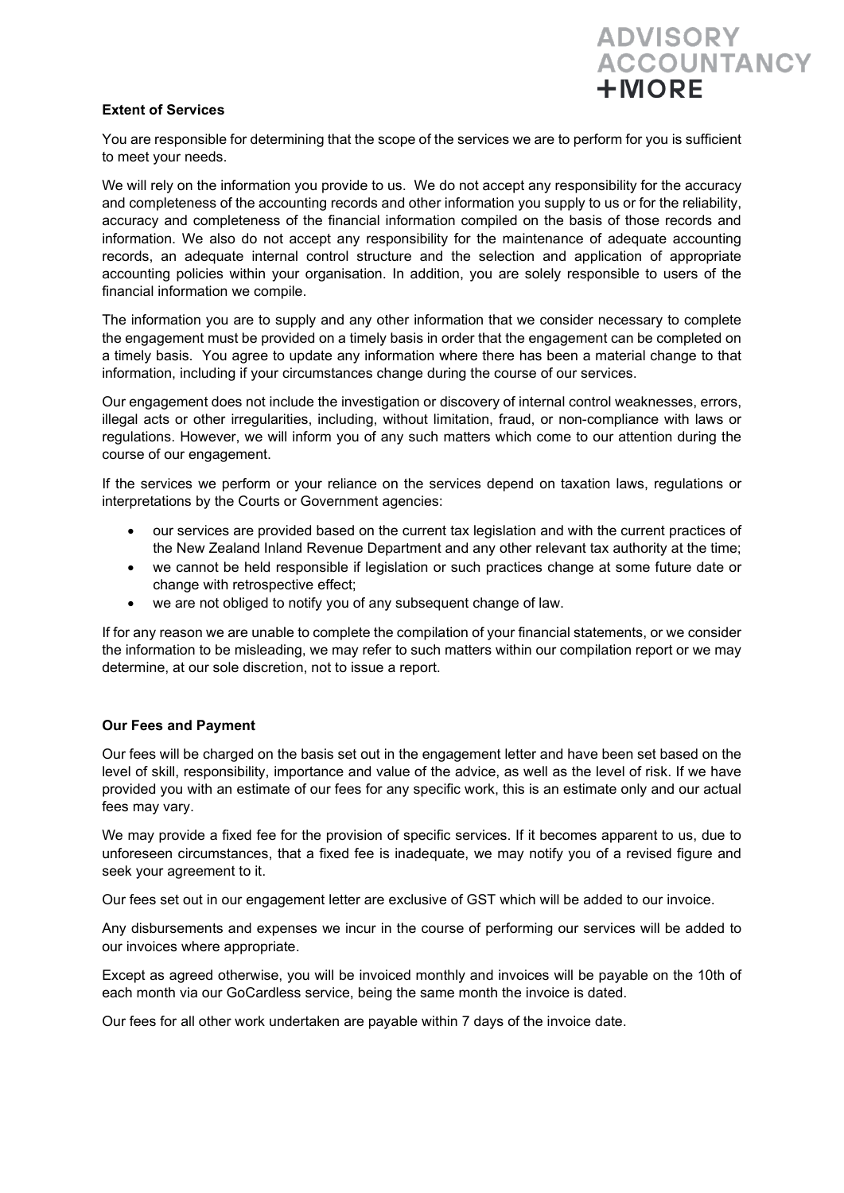**Extent of Services**

You are responsible for determining that the scope of the services we are to perform for you is sufficient to meet your needs.

We will rely on the information you provide to us. We do not accept any responsibility for the accuracy and completeness of the accounting records and other information you supply to us or for the reliability, accuracy and completeness of the financial information compiled on the basis of those records and information. We also do not accept any responsibility for the maintenance of adequate accounting records, an adequate internal control structure and the selection and application of appropriate accounting policies within your organisation. In addition, you are solely responsible to users of the financial information we compile.

The information you are to supply and any other information that we consider necessary to complete the engagement must be provided on a timely basis in order that the engagement can be completed on a timely basis. You agree to update any information where there has been a material change to that information, including if your circumstances change during the course of our services.

Our engagement does not include the investigation or discovery of internal control weaknesses, errors, illegal acts or other irregularities, including, without limitation, fraud, or non-compliance with laws or regulations. However, we will inform you of any such matters which come to our attention during the course of our engagement.

If the services we perform or your reliance on the services depend on taxation laws, regulations or interpretations by the Courts or Government agencies:

- our services are provided based on the current tax legislation and with the current practices of the New Zealand Inland Revenue Department and any other relevant tax authority at the time;
- we cannot be held responsible if legislation or such practices change at some future date or change with retrospective effect;
- we are not obliged to notify you of any subsequent change of law.

If for any reason we are unable to complete the compilation of your financial statements, or we consider the information to be misleading, we may refer to such matters within our compilation report or we may determine, at our sole discretion, not to issue a report.

**Our Fees and Payment**

Our fees will be charged on the basis set out in the engagement letter and have been set based on the level of skill, responsibility, importance and value of the advice, as well as the level of risk. If we have provided you with an estimate of our fees for any specific work, this is an estimate only and our actual fees may vary.

We may provide a fixed fee for the provision of specific services. If it becomes apparent to us, due to unforeseen circumstances, that a fixed fee is inadequate, we may notify you of a revised figure and seek your agreement to it.

Our fees set out in our engagement letter are exclusive of GST which will be added to our invoice.

Any disbursements and expenses we incur in the course of performing our services will be added to our invoices where appropriate.

Except as agreed otherwise, you will be invoiced monthly and invoices will be payable on the 10th of each month via our GoCardless service, being the same month the invoice is dated.

Our fees for all other work undertaken are payable within 7 days of the invoice date.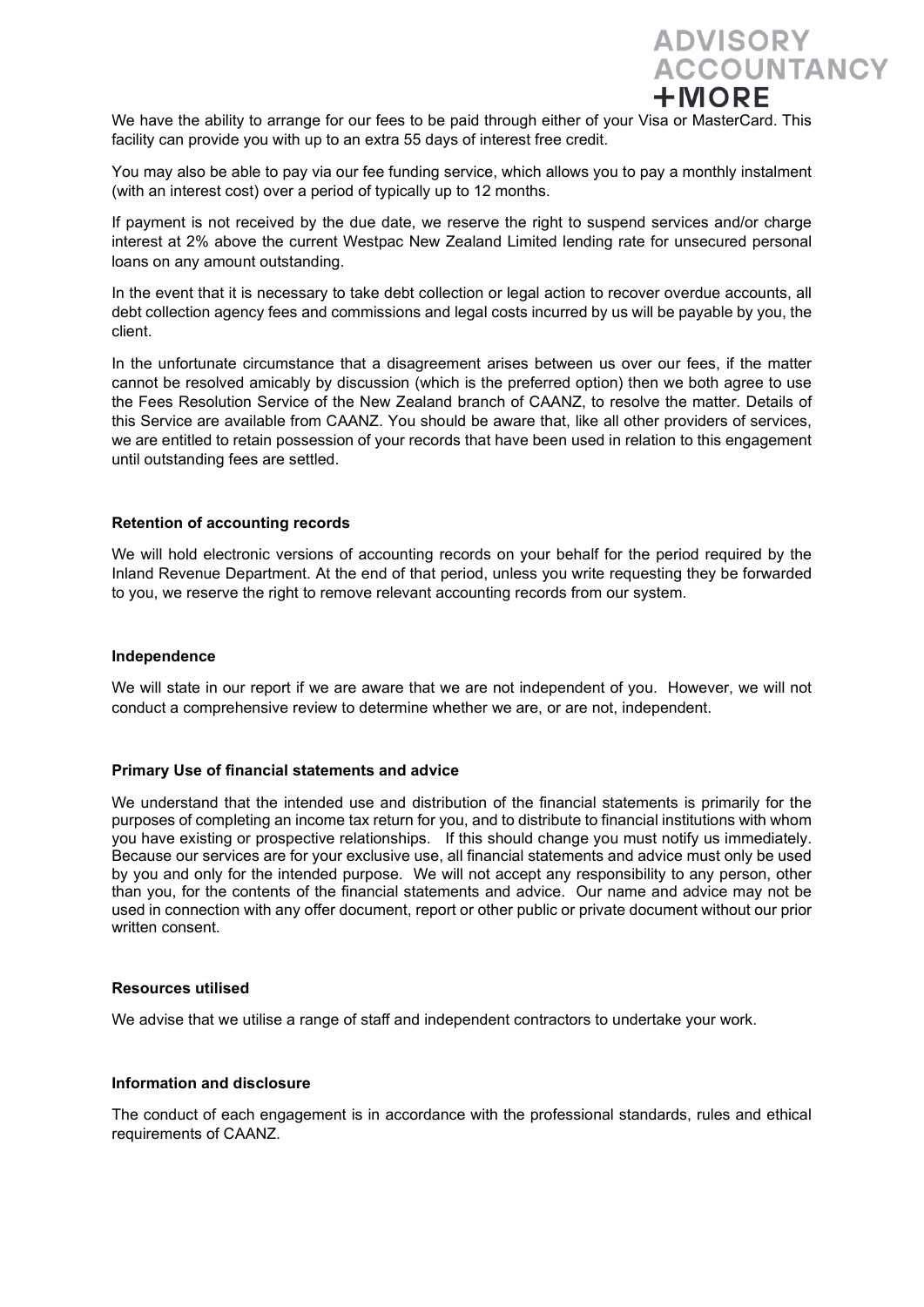We have the ability to arrange for our fees to be paid through either of your Visa or MasterCard. This facility can provide you with up to an extra 55 days of interest free credit.

You may also be able to pay via our fee funding service, which allows you to pay a monthly instalment (with an interest cost) over a period of typically up to 12 months.

If payment is not received by the due date, we reserve the right to suspend services and/or charge interest at 2% above the current Westpac New Zealand Limited lending rate for unsecured personal loans on any amount outstanding.

In the event that it is necessary to take debt collection or legal action to recover overdue accounts, all debt collection agency fees and commissions and legal costs incurred by us will be payable by you, the client.

In the unfortunate circumstance that a disagreement arises between us over our fees, if the matter cannot be resolved amicably by discussion (which is the preferred option) then we both agree to use the Fees Resolution Service of the New Zealand branch of CAANZ, to resolve the matter. Details of this Service are available from CAANZ. You should be aware that, like all other providers of services, we are entitled to retain possession of your records that have been used in relation to this engagement until outstanding fees are settled.

**Retention of accounting records**

We will hold electronic versions of accounting records on your behalf for the period required by the Inland Revenue Department. At the end of that period, unless you write requesting they be forwarded to you, we reserve the right to remove relevant accounting records from our system.

**Independence**

We will state in our report if we are aware that we are not independent of you. However, we will not conduct a comprehensive review to determine whether we are, or are not, independent.

**Primary Use of financial statements and advice**

We understand that the intended use and distribution of the financial statements is primarily for the purposes of completing an income tax return for you, and to distribute to financial institutions with whom you have existing or prospective relationships. If this should change you must notify us immediately. Because our services are for your exclusive use, all financial statements and advice must only be used by you and only for the intended purpose. We will not accept any responsibility to any person, other than you, for the contents of the financial statements and advice. Our name and advice may not be used in connection with any offer document, report or other public or private document without our prior written consent.

**Resources utilised**

We advise that we utilise a range of staff and independent contractors to undertake your work.

**Information and disclosure**

The conduct of each engagement is in accordance with the professional standards, rules and ethical requirements of CAANZ.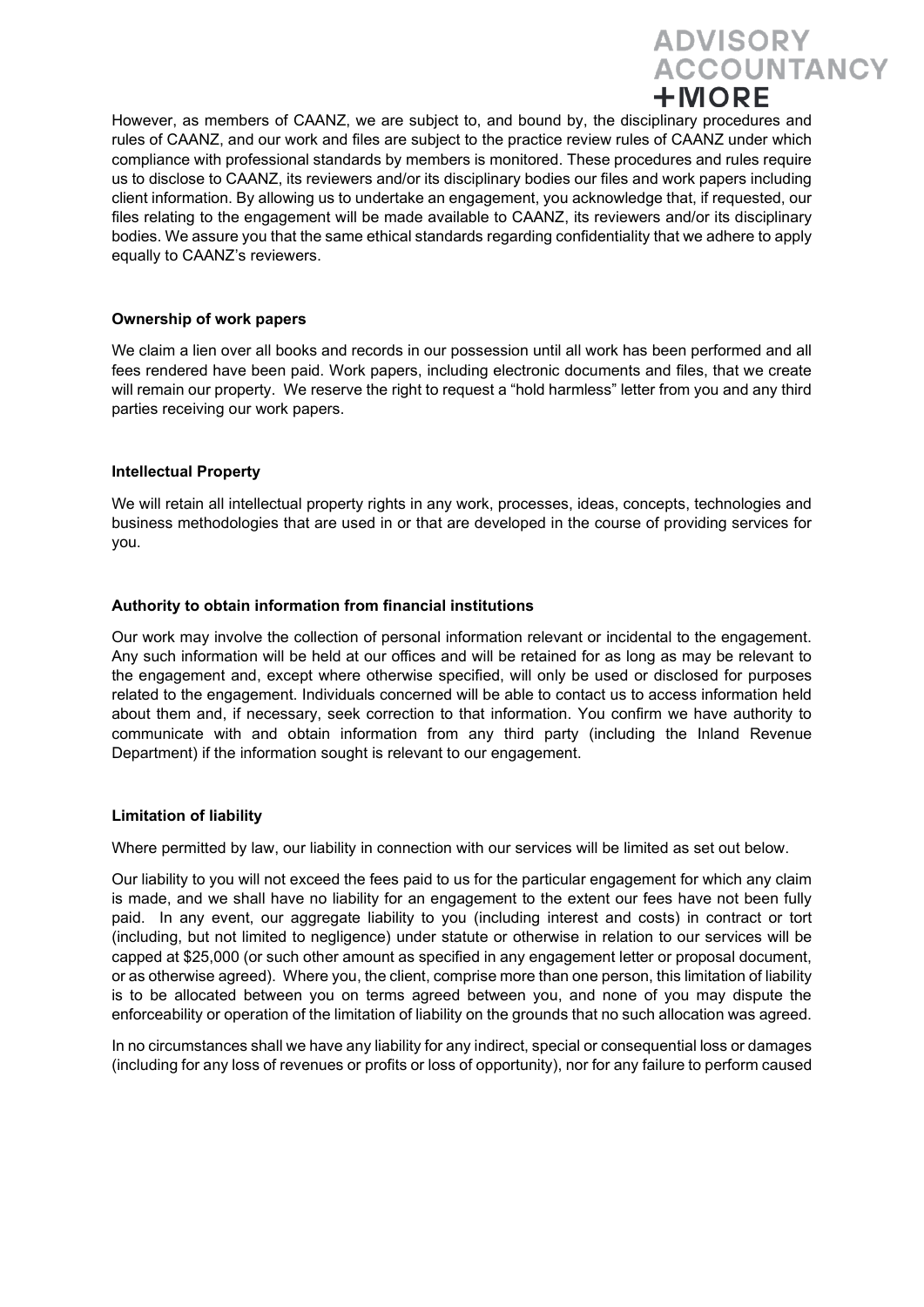However, as members of CAANZ, we are subject to, and bound by, the disciplinary procedures and rules of CAANZ, and our work and files are subject to the practice review rules of CAANZ under which compliance with professional standards by members is monitored. These procedures and rules require us to disclose to CAANZ, its reviewers and/or its disciplinary bodies our files and work papers including client information. By allowing us to undertake an engagement, you acknowledge that, if requested, our files relating to the engagement will be made available to CAANZ, its reviewers and/or its disciplinary bodies. We assure you that the same ethical standards regarding confidentiality that we adhere to apply equally to CAANZ's reviewers.

**Ownership of work papers**

We claim a lien over all books and records in our possession until all work has been performed and all fees rendered have been paid. Work papers, including electronic documents and files, that we create will remain our property. We reserve the right to request a "hold harmless" letter from you and any third parties receiving our work papers.

**Intellectual Property**

We will retain all intellectual property rights in any work, processes, ideas, concepts, technologies and business methodologies that are used in or that are developed in the course of providing services for you.

**Authority to obtain information from financial institutions**

Our work may involve the collection of personal information relevant or incidental to the engagement. Any such information will be held at our offices and will be retained for as long as may be relevant to the engagement and, except where otherwise specified, will only be used or disclosed for purposes related to the engagement. Individuals concerned will be able to contact us to access information held about them and, if necessary, seek correction to that information. You confirm we have authority to communicate with and obtain information from any third party (including the Inland Revenue Department) if the information sought is relevant to our engagement.

**Limitation of liability**

Where permitted by law, our liability in connection with our services will be limited as set out below.

Our liability to you will not exceed the fees paid to us for the particular engagement for which any claim is made, and we shall have no liability for an engagement to the extent our fees have not been fully paid. In any event, our aggregate liability to you (including interest and costs) in contract or tort (including, but not limited to negligence) under statute or otherwise in relation to our services will be capped at $25,000 (or such other amount as specified in any engagement letter or proposal document, or as otherwise agreed). Where you, the client, comprise more than one person, this limitation of liability is to be allocated between you on terms agreed between you, and none of you may dispute the enforceability or operation of the limitation of liability on the grounds that no such allocation was agreed.

In no circumstances shall we have any liability for any indirect, special or consequential loss or damages (including for any loss of revenues or profits or loss of opportunity), nor for any failure to perform caused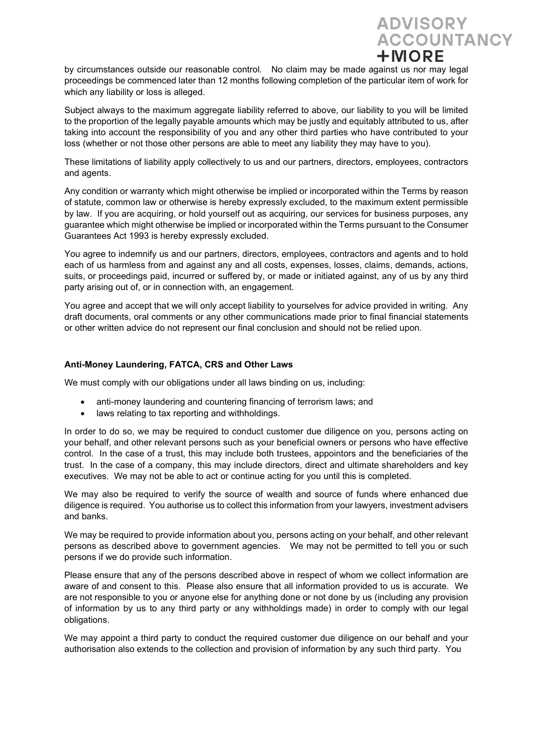by circumstances outside our reasonable control. No claim may be made against us nor may legal proceedings be commenced later than 12 months following completion of the particular item of work for which any liability or loss is alleged.

Subject always to the maximum aggregate liability referred to above, our liability to you will be limited to the proportion of the legally payable amounts which may be justly and equitably attributed to us, after taking into account the responsibility of you and any other third parties who have contributed to your loss (whether or not those other persons are able to meet any liability they may have to you).

These limitations of liability apply collectively to us and our partners, directors, employees, contractors and agents.

Any condition or warranty which might otherwise be implied or incorporated within the Terms by reason of statute, common law or otherwise is hereby expressly excluded, to the maximum extent permissible by law. If you are acquiring, or hold yourself out as acquiring, our services for business purposes, any guarantee which might otherwise be implied or incorporated within the Terms pursuant to the Consumer Guarantees Act 1993 is hereby expressly excluded.

You agree to indemnify us and our partners, directors, employees, contractors and agents and to hold each of us harmless from and against any and all costs, expenses, losses, claims, demands, actions, suits, or proceedings paid, incurred or suffered by, or made or initiated against, any of us by any third party arising out of, or in connection with, an engagement.

You agree and accept that we will only accept liability to yourselves for advice provided in writing. Any draft documents, oral comments or any other communications made prior to final financial statements or other written advice do not represent our final conclusion and should not be relied upon.

**Anti-Money Laundering, FATCA, CRS and Other Laws**

We must comply with our obligations under all laws binding on us, including:

- anti-money laundering and countering financing of terrorism laws; and
- laws relating to tax reporting and withholdings.

In order to do so, we may be required to conduct customer due diligence on you, persons acting on your behalf, and other relevant persons such as your beneficial owners or persons who have effective control. In the case of a trust, this may include both trustees, appointors and the beneficiaries of the trust. In the case of a company, this may include directors, direct and ultimate shareholders and key executives. We may not be able to act or continue acting for you until this is completed.

We may also be required to verify the source of wealth and source of funds where enhanced due diligence is required. You authorise us to collect this information from your lawyers, investment advisers and banks.

We may be required to provide information about you, persons acting on your behalf, and other relevant persons as described above to government agencies. We may not be permitted to tell you or such persons if we do provide such information.

Please ensure that any of the persons described above in respect of whom we collect information are aware of and consent to this. Please also ensure that all information provided to us is accurate. We are not responsible to you or anyone else for anything done or not done by us (including any provision of information by us to any third party or any withholdings made) in order to comply with our legal obligations.

We may appoint a third party to conduct the required customer due diligence on our behalf and your authorisation also extends to the collection and provision of information by any such third party. You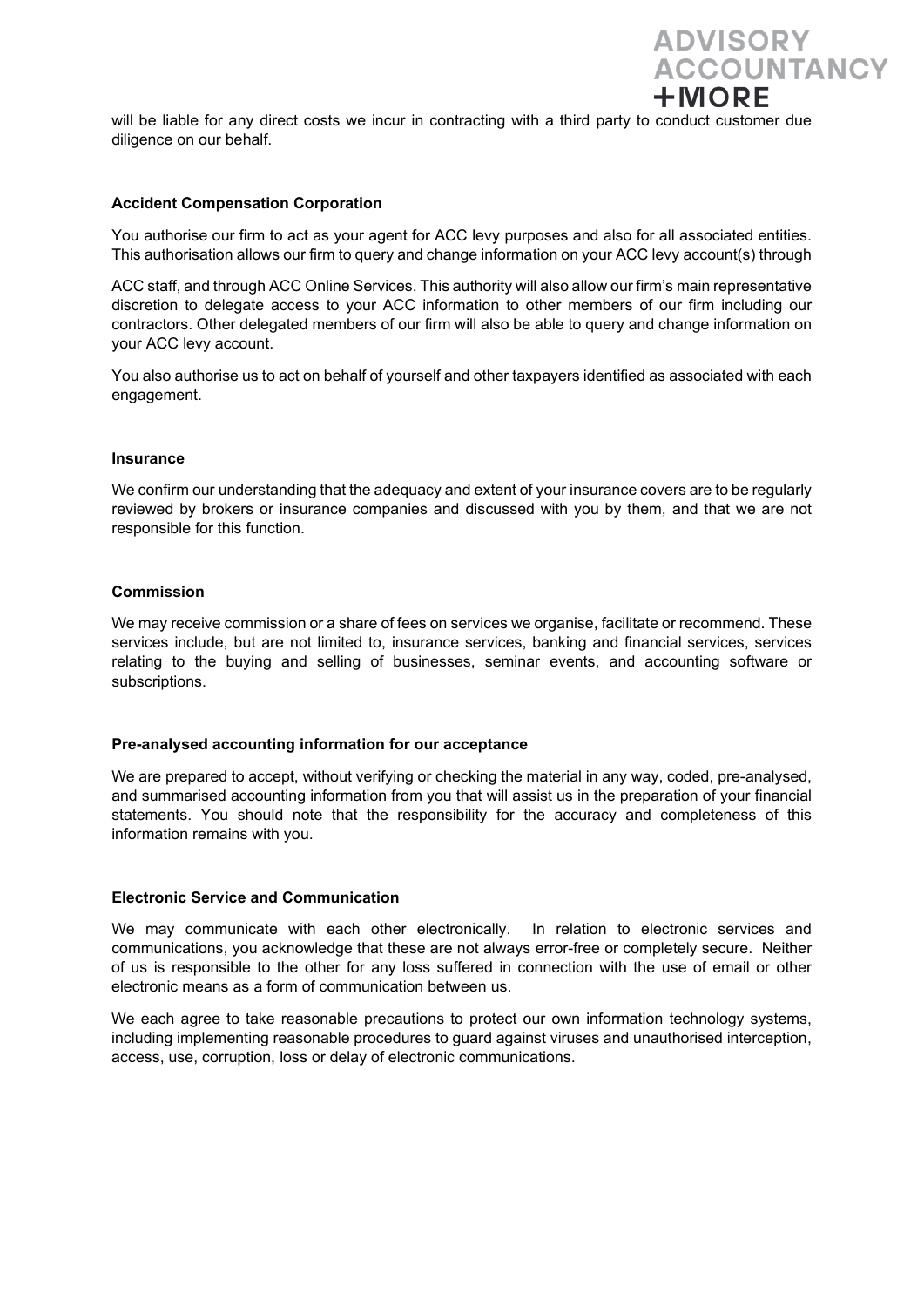will be liable for any direct costs we incur in contracting with a third party to conduct customer due diligence on our behalf.

### Accident Compensation Corporation

You authorise our firm to act as your agent for ACC levy purposes and also for all associated entities. This authorisation allows our firm to query and change information on your ACC levy account(s) through

ACC staff, and through ACC Online Services. This authority will also allow our firm's main representative discretion to delegate access to your ACC information to other members of our firm including our contractors. Other delegated members of our firm will also be able to query and change information on your ACC levy account.

You also authorise us to act on behalf of yourself and other taxpayers identified as associated with each engagement.

### Insurance

We confirm our understanding that the adequacy and extent of your insurance covers are to be regularly reviewed by brokers or insurance companies and discussed with you by them, and that we are not responsible for this function.

### Commission

We may receive commission or a share of fees on services we organise, facilitate or recommend. These services include, but are not limited to, insurance services, banking and financial services, services relating to the buying and selling of businesses, seminar events, and accounting software or subscriptions.

### Pre-analysed accounting information for our acceptance

We are prepared to accept, without verifying or checking the material in any way, coded, pre-analysed, and summarised accounting information from you that will assist us in the preparation of your financial statements. You should note that the responsibility for the accuracy and completeness of this information remains with you.

### Electronic Service and Communication

We may communicate with each other electronically. In relation to electronic services and communications, you acknowledge that these are not always error-free or completely secure. Neither of us is responsible to the other for any loss suffered in connection with the use of email or other electronic means as a form of communication between us.

We each agree to take reasonable precautions to protect our own information technology systems, including implementing reasonable procedures to guard against viruses and unauthorised interception, access, use, corruption, loss or delay of electronic communications.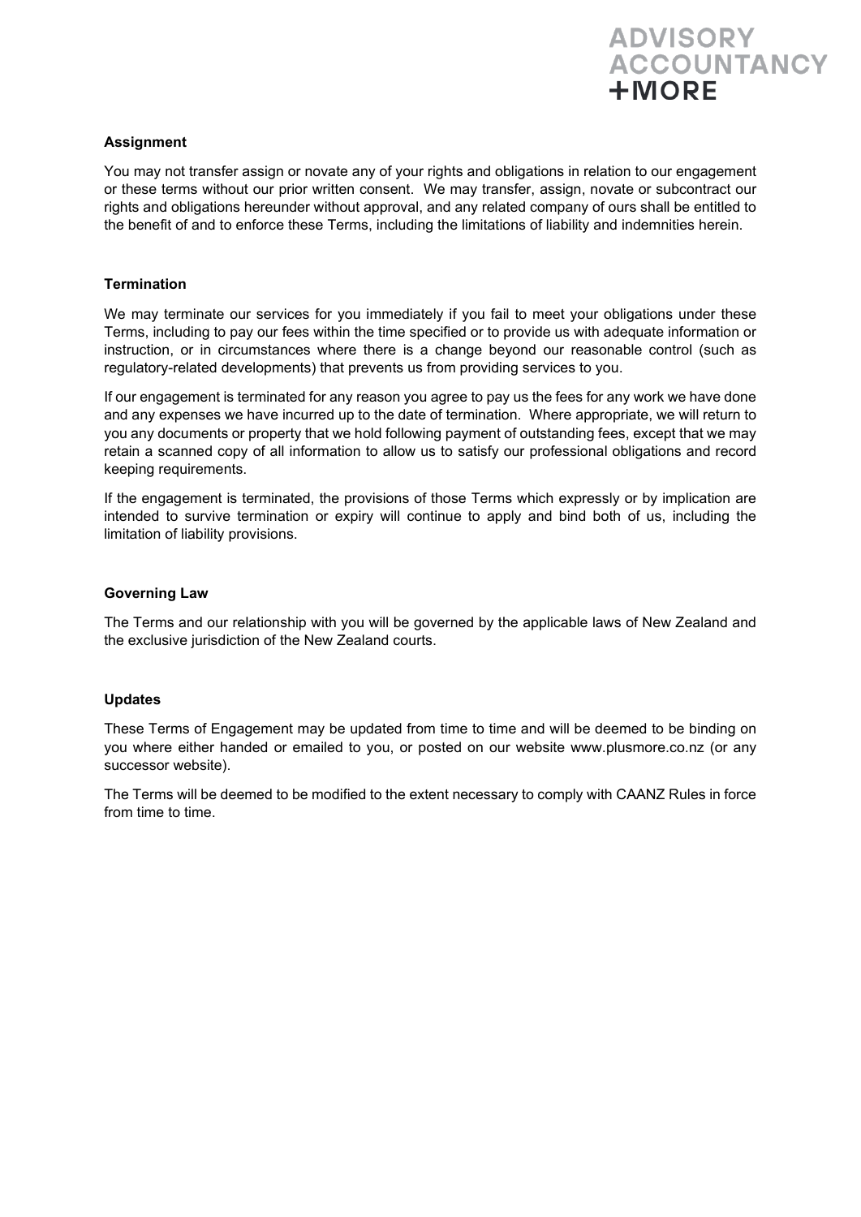### Assignment

You may not transfer assign or novate any of your rights and obligations in relation to our engagement or these terms without our prior written consent. We may transfer, assign, novate or subcontract our rights and obligations hereunder without approval, and any related company of ours shall be entitled to the benefit of and to enforce these Terms, including the limitations of liability and indemnities herein.

### Termination

We may terminate our services for you immediately if you fail to meet your obligations under these Terms, including to pay our fees within the time specified or to provide us with adequate information or instruction, or in circumstances where there is a change beyond our reasonable control (such as regulatory-related developments) that prevents us from providing services to you.

If our engagement is terminated for any reason you agree to pay us the fees for any work we have done and any expenses we have incurred up to the date of termination. Where appropriate, we will return to you any documents or property that we hold following payment of outstanding fees, except that we may retain a scanned copy of all information to allow us to satisfy our professional obligations and record keeping requirements.

If the engagement is terminated, the provisions of those Terms which expressly or by implication are intended to survive termination or expiry will continue to apply and bind both of us, including the limitation of liability provisions.

### Governing Law

The Terms and our relationship with you will be governed by the applicable laws of New Zealand and the exclusive jurisdiction of the New Zealand courts.

### Updates

These Terms of Engagement may be updated from time to time and will be deemed to be binding on you where either handed or emailed to you, or posted on our website www.plusmore.co.nz (or any successor website).

The Terms will be deemed to be modified to the extent necessary to comply with CAANZ Rules in force from time to time.